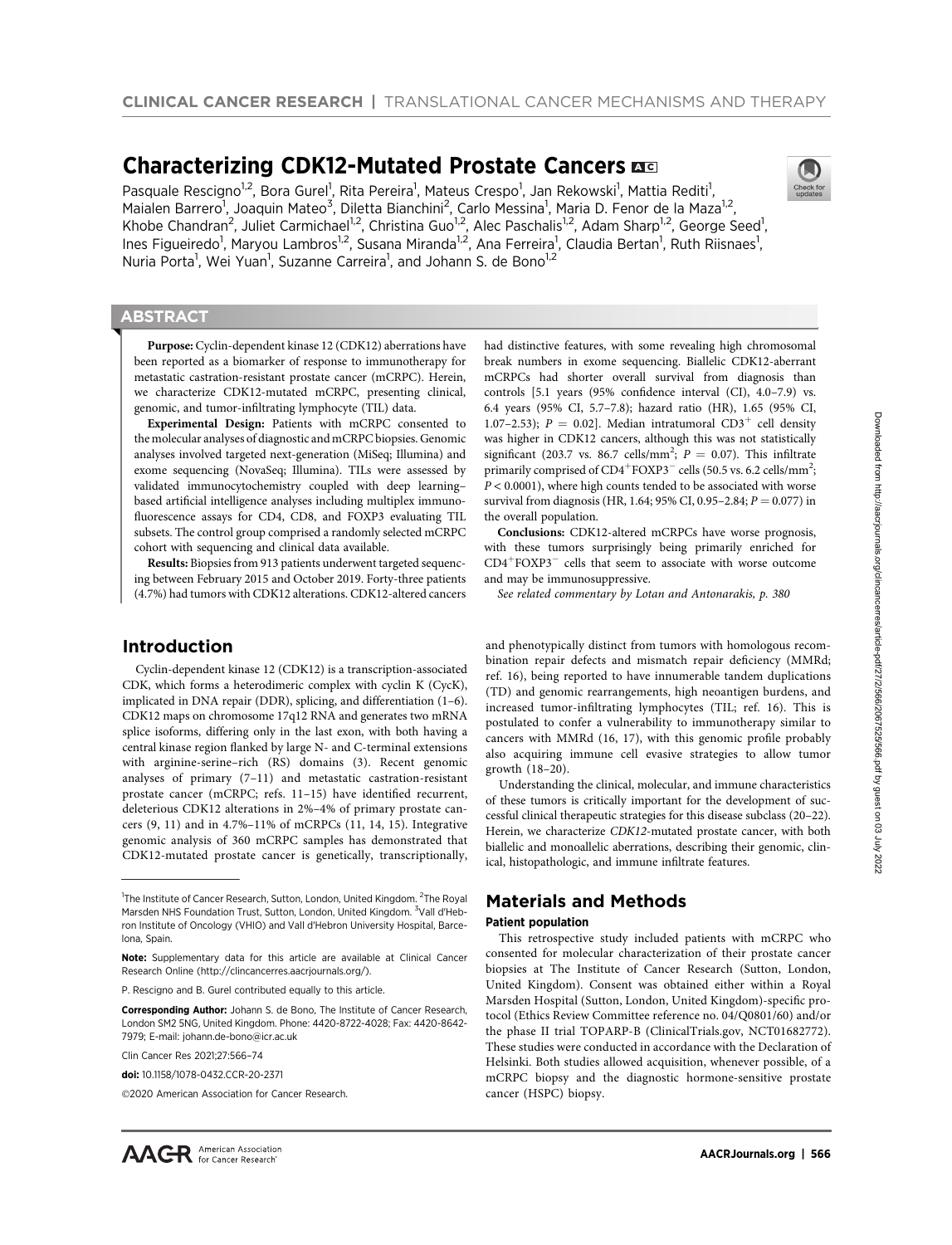CLINICAL CANCER RESEARCH | TRANSLATIONAL CANCER MECHANISMS AND THERAPY

# Characterizing CDK12-Mutated Prostate Cancers

Pasquale Rescigno[1,2], Bora Gurel[1], Rita Pereira[1], Mateus Crespo[1], Jan Rekowski[1], Mattia Rediti[1], Maialen Barrero[1], Joaquin Mateo[3], Diletta Bianchini[2], Carlo Messina[1], Maria D. Fenor de la Maza[1,2], Khobe Chandran[2], Juliet Carmichael[1,2], Christina Guo[1,2], Alec Paschalis[1,2], Adam Sharp[1,2], George Seed[1], Ines Figueiredo[1], Maryou Lambros[1,2], Susana Miranda[1,2], Ana Ferreira[1], Claudia Bertan[1], Ruth Riisnaes[1], Nuria Porta[1], Wei Yuan[1], Suzanne Carreira[1], and Johann S. de Bono[1,2]

## ABSTRACT

**Purpose:** Cyclin-dependent kinase 12 (CDK12) aberrations have been reported as a biomarker of response to immunotherapy for metastatic castration-resistant prostate cancer (mCRPC). Herein, we characterize CDK12-mutated mCRPC, presenting clinical, genomic, and tumor-infiltrating lymphocyte (TIL) data.

**Experimental Design:** Patients with mCRPC consented to the molecular analyses of diagnostic and mCRPC biopsies. Genomic analyses involved targeted next-generation (MiSeq; Illumina) and exome sequencing (NovaSeq; Illumina). TILs were assessed by validated immunocytochemistry coupled with deep learning–based artificial intelligence analyses including multiplex immunofluorescence assays for CD4, CD8, and FOXP3 evaluating TIL subsets. The control group comprised a randomly selected mCRPC cohort with sequencing and clinical data available.

**Results:** Biopsies from 913 patients underwent targeted sequencing between February 2015 and October 2019. Forty-three patients (4.7%) had tumors with CDK12 alterations. CDK12-altered cancers had distinctive features, with some revealing high chromosomal break numbers in exome sequencing. Biallelic CDK12-aberrant mCRPCs had shorter overall survival from diagnosis than controls [5.1 years (95% confidence interval (CI), 4.0–7.9) vs. 6.4 years (95% CI, 5.7–7.8); hazard ratio (HR), 1.65 (95% CI, 1.07–2.53); $P = 0.02$]. Median intratumoral $CD3^+$ cell density was higher in CDK12 cancers, although this was not statistically significant (203.7 vs. 86.7 cells/mm$^2$; $P = 0.07$). This infiltrate primarily comprised of $CD4^+FOXP3^-$ cells (50.5 vs. 6.2 cells/mm$^2$; $P < 0.0001$), where high counts tended to be associated with worse survival from diagnosis (HR, 1.64; 95% CI, 0.95–2.84; $P = 0.077$) in the overall population.

**Conclusions:** CDK12-altered mCRPCs have worse prognosis, with these tumors surprisingly being primarily enriched for $CD4^+FOXP3^-$ cells that seem to associate with worse outcome and may be immunosuppressive.

*See related commentary by Lotan and Antonarakis, p. 380*

## Introduction

Cyclin-dependent kinase 12 (CDK12) is a transcription-associated CDK, which forms a heterodimeric complex with cyclin K (CycK), implicated in DNA repair (DDR), splicing, and differentiation (1–6). CDK12 maps on chromosome 17q12 RNA and generates two mRNA splice isoforms, differing only in the last exon, with both having a central kinase region flanked by large N- and C-terminal extensions with arginine-serine–rich (RS) domains (3). Recent genomic analyses of primary (7–11) and metastatic castration-resistant prostate cancer (mCRPC; refs. 11–15) have identified recurrent, deleterious CDK12 alterations in 2%–4% of primary prostate cancers (9, 11) and in 4.7%–11% of mCRPCs (11, 14, 15). Integrative genomic analysis of 360 mCRPC samples has demonstrated that CDK12-mutated prostate cancer is genetically, transcriptionally, and phenotypically distinct from tumors with homologous recombination repair defects and mismatch repair deficiency (MMRd; ref. 16), being reported to have innumerable tandem duplications (TD) and genomic rearrangements, high neoantigen burdens, and increased tumor-infiltrating lymphocytes (TIL; ref. 16). This is postulated to confer a vulnerability to immunotherapy similar to cancers with MMRd (16, 17), with this genomic profile probably also acquiring immune cell evasive strategies to allow tumor growth (18–20).

Understanding the clinical, molecular, and immune characteristics of these tumors is critically important for the development of successful clinical therapeutic strategies for this disease subclass (20–22). Herein, we characterize *CDK12*-mutated prostate cancer, with both biallelic and monoallelic aberrations, describing their genomic, clinical, histopathologic, and immune infiltrate features.

## Materials and Methods

### Patient population

This retrospective study included patients with mCRPC who consented for molecular characterization of their prostate cancer biopsies at The Institute of Cancer Research (Sutton, London, United Kingdom). Consent was obtained either within a Royal Marsden Hospital (Sutton, London, United Kingdom)-specific protocol (Ethics Review Committee reference no. 04/Q0801/60) and/or the phase II trial TOPARP-B (ClinicalTrials.gov, NCT01682772). These studies were conducted in accordance with the Declaration of Helsinki. Both studies allowed acquisition, whenever possible, of a mCRPC biopsy and the diagnostic hormone-sensitive prostate cancer (HSPC) biopsy.

---

[1]The Institute of Cancer Research, Sutton, London, United Kingdom. [2]The Royal Marsden NHS Foundation Trust, Sutton, London, United Kingdom. [3]Vall d'Hebron Institute of Oncology (VHIO) and Vall d'Hebron University Hospital, Barcelona, Spain.

**Note:** Supplementary data for this article are available at Clinical Cancer Research Online (http://clincancerres.aacrjournals.org/).

P. Rescigno and B. Gurel contributed equally to this article.

**Corresponding Author:** Johann S. de Bono, The Institute of Cancer Research, London SM2 5NG, United Kingdom. Phone: 4420-8722-4028; Fax: 4420-8642-7979; E-mail: johann.de-bono@icr.ac.uk

Clin Cancer Res 2021;27:566–74

**doi:** 10.1158/1078-0432.CCR-20-2371

©2020 American Association for Cancer Research.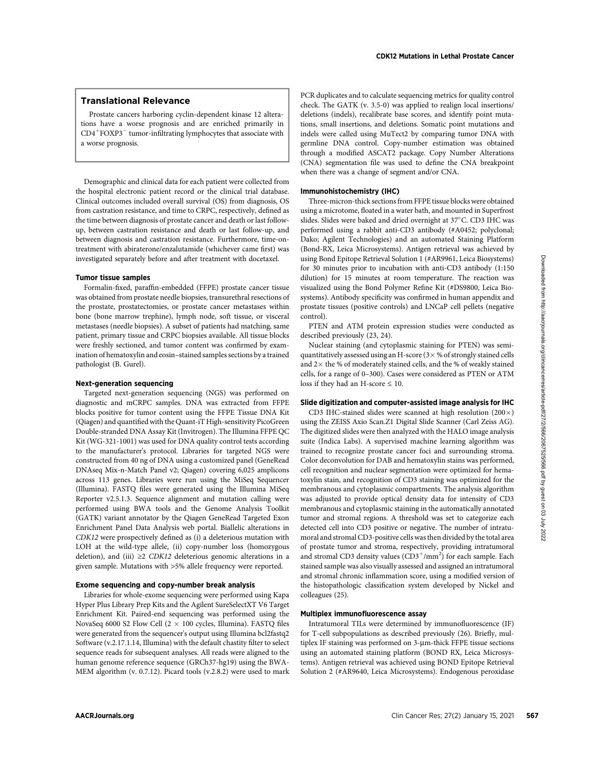## Translational Relevance

Prostate cancers harboring cyclin-dependent kinase 12 alterations have a worse prognosis and are enriched primarily in $CD4^{+}FOXP3^{-}$ tumor-infiltrating lymphocytes that associate with a worse prognosis.

Demographic and clinical data for each patient were collected from the hospital electronic patient record or the clinical trial database. Clinical outcomes included overall survival (OS) from diagnosis, OS from castration resistance, and time to CRPC, respectively, defined as the time between diagnosis of prostate cancer and death or last follow-up, between castration resistance and death or last follow-up, and between diagnosis and castration resistance. Furthermore, time-on-treatment with abiraterone/enzalutamide (whichever came first) was investigated separately before and after treatment with docetaxel.

### Tumor tissue samples

Formalin-fixed, paraffin-embedded (FFPE) prostate cancer tissue was obtained from prostate needle biopsies, transurethral resections of the prostate, prostatectomies, or prostate cancer metastases within bone (bone marrow trephine), lymph node, soft tissue, or visceral metastases (needle biopsies). A subset of patients had matching, same patient, primary tissue and CRPC biopsies available. All tissue blocks were freshly sectioned, and tumor content was confirmed by examination of hematoxylin and eosin–stained samples sections by a trained pathologist (B. Gurel).

### Next-generation sequencing

Targeted next-generation sequencing (NGS) was performed on diagnostic and mCRPC samples. DNA was extracted from FFPE blocks positive for tumor content using the FFPE Tissue DNA Kit (Qiagen) and quantified with the Quant-iT High-sensitivity PicoGreen Double-stranded DNA Assay Kit (Invitrogen). The Illumina FFPE QC Kit (WG-321-1001) was used for DNA quality control tests according to the manufacturer's protocol. Libraries for targeted NGS were constructed from 40 ng of DNA using a customized panel (GeneRead DNAseq Mix-n-Match Panel v2; Qiagen) covering 6,025 amplicons across 113 genes. Libraries were run using the MiSeq Sequencer (Illumina). FASTQ files were generated using the Illumina MiSeq Reporter v2.5.1.3. Sequence alignment and mutation calling were performed using BWA tools and the Genome Analysis Toolkit (GATK) variant annotator by the Qiagen GeneRead Targeted Exon Enrichment Panel Data Analysis web portal. Biallelic alterations in *CDK12* were prospectively defined as (i) a deleterious mutation with LOH at the wild-type allele, (ii) copy-number loss (homozygous deletion), and (iii) $\geq 2$ *CDK12* deleterious genomic alterations in a given sample. Mutations with >5% allele frequency were reported.

### Exome sequencing and copy-number break analysis

Libraries for whole-exome sequencing were performed using Kapa Hyper Plus Library Prep Kits and the Agilent SureSelectXT V6 Target Enrichment Kit. Paired-end sequencing was performed using the NovaSeq 6000 S2 Flow Cell ($2 \times 100$ cycles, Illumina). FASTQ files were generated from the sequencer's output using Illumina bcl2fastq2 Software (v.2.17.1.14, Illumina) with the default chastity filter to select sequence reads for subsequent analyses. All reads were aligned to the human genome reference sequence (GRCh37-hg19) using the BWA-MEM algorithm (v. 0.7.12). Picard tools (v.2.8.2) were used to mark PCR duplicates and to calculate sequencing metrics for quality control check. The GATK (v. 3.5-0) was applied to realign local insertions/deletions (indels), recalibrate base scores, and identify point mutations, small insertions, and deletions. Somatic point mutations and indels were called using MuTect2 by comparing tumor DNA with germline DNA control. Copy-number estimation was obtained through a modified ASCAT2 package. Copy Number Alterations (CNA) segmentation file was used to define the CNA breakpoint when there was a change of segment and/or CNA.

### Immunohistochemistry (IHC)

Three-micron-thick sections from FFPE tissue blocks were obtained using a microtome, floated in a water bath, and mounted in Superfrost slides. Slides were baked and dried overnight at 37°C. CD3 IHC was performed using a rabbit anti-CD3 antibody (#A0452; polyclonal; Dako; Agilent Technologies) and an automated Staining Platform (Bond-RX, Leica Microsystems). Antigen retrieval was achieved by using Bond Epitope Retrieval Solution 1 (#AR9961, Leica Biosystems) for 30 minutes prior to incubation with anti-CD3 antibody (1:150 dilution) for 15 minutes at room temperature. The reaction was visualized using the Bond Polymer Refine Kit (#DS9800, Leica Biosystems). Antibody specificity was confirmed in human appendix and prostate tissues (positive controls) and LNCaP cell pellets (negative control).

PTEN and ATM protein expression studies were conducted as described previously (23, 24).

Nuclear staining (and cytoplasmic staining for PTEN) was semi-quantitatively assessed using an H-score ($3\times$ % of strongly stained cells and $2\times$ the % of moderately stained cells, and the % of weakly stained cells, for a range of 0–300). Cases were considered as PTEN or ATM loss if they had an H-score $\leq 10$.

### Slide digitization and computer-assisted image analysis for IHC

CD3 IHC-stained slides were scanned at high resolution ($200\times$) using the ZEISS Axio Scan.Z1 Digital Slide Scanner (Carl Zeiss AG). The digitized slides were then analyzed with the HALO image analysis suite (Indica Labs). A supervised machine learning algorithm was trained to recognize prostate cancer foci and surrounding stroma. Color deconvolution for DAB and hematoxylin stains was performed, cell recognition and nuclear segmentation were optimized for hematoxylin stain, and recognition of CD3 staining was optimized for the membranous and cytoplasmic compartments. The analysis algorithm was adjusted to provide optical density data for intensity of CD3 membranous and cytoplasmic staining in the automatically annotated tumor and stromal regions. A threshold was set to categorize each detected cell into CD3 positive or negative. The number of intratumoral and stromal CD3-positive cells was then divided by the total area of prostate tumor and stroma, respectively, providing intratumoral and stromal CD3 density values ($CD3^{+}/mm^2$) for each sample. Each stained sample was also visually assessed and assigned an intratumoral and stromal chronic inflammation score, using a modified version of the histopathologic classification system developed by Nickel and colleagues (25).

### Multiplex immunofluorescence assay

Intratumoral TILs were determined by immunofluorescence (IF) for T-cell subpopulations as described previously (26). Briefly, multiplex IF staining was performed on 3-μm-thick FFPE tissue sections using an automated staining platform (BOND RX, Leica Microsystems). Antigen retrieval was achieved using BOND Epitope Retrieval Solution 2 (#AR9640, Leica Microsystems). Endogenous peroxidase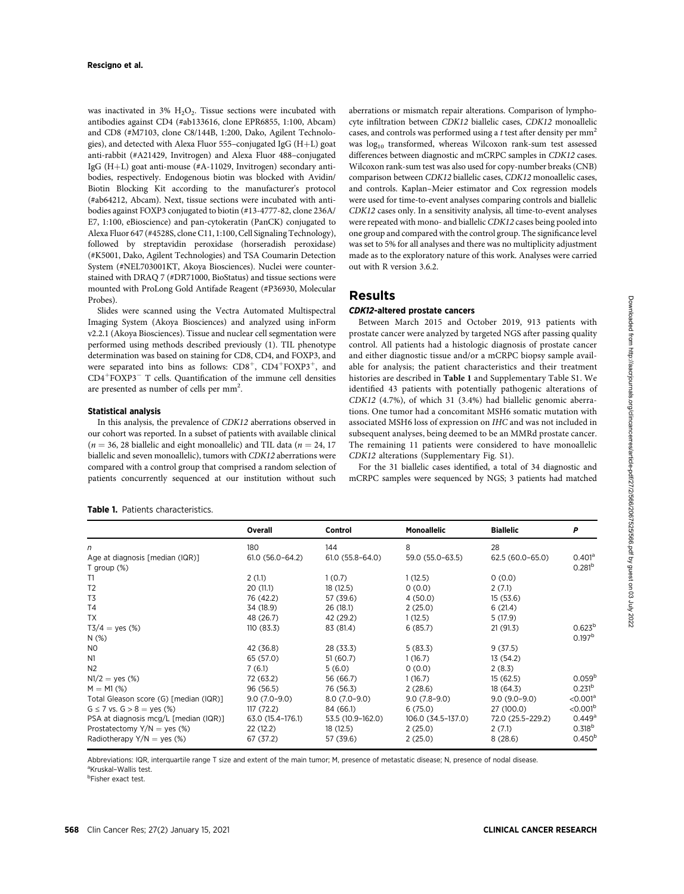was inactivated in 3% $H_2O_2$. Tissue sections were incubated with antibodies against CD4 (#ab133616, clone EPR6855, 1:100, Abcam) and CD8 (#M7103, clone C8/144B, 1:200, Dako, Agilent Technologies), and detected with Alexa Fluor 555–conjugated IgG (H+L) goat anti-rabbit (#A21429, Invitrogen) and Alexa Fluor 488–conjugated IgG (H+L) goat anti-mouse (#A-11029, Invitrogen) secondary antibodies, respectively. Endogenous biotin was blocked with Avidin/Biotin Blocking Kit according to the manufacturer's protocol (#ab64212, Abcam). Next, tissue sections were incubated with antibodies against FOXP3 conjugated to biotin (#13-4777-82, clone 236A/E7, 1:100, eBioscience) and pan-cytokeratin (PanCK) conjugated to Alexa Fluor 647 (#4528S, clone C11, 1:100, Cell Signaling Technology), followed by streptavidin peroxidase (horseradish peroxidase) (#K5001, Dako, Agilent Technologies) and TSA Coumarin Detection System (#NEL703001KT, Akoya Biosciences). Nuclei were counterstained with DRAQ 7 (#DR71000, BioStatus) and tissue sections were mounted with ProLong Gold Antifade Reagent (#P36930, Molecular Probes).

Slides were scanned using the Vectra Automated Multispectral Imaging System (Akoya Biosciences) and analyzed using inForm v2.2.1 (Akoya Biosciences). Tissue and nuclear cell segmentation were performed using methods described previously (1). TIL phenotype determination was based on staining for CD8, CD4, and FOXP3, and were separated into bins as follows: $CD8^+$, $CD4^+FOXP3^+$, and $CD4^+FOXP3^-$ T cells. Quantification of the immune cell densities are presented as number of cells per $mm^2$.

#### Statistical analysis

In this analysis, the prevalence of *CDK12* aberrations observed in our cohort was reported. In a subset of patients with available clinical ($n = 36$, 28 biallelic and eight monoallelic) and TIL data ($n = 24$, 17 biallelic and seven monoallelic), tumors with *CDK12* aberrations were compared with a control group that comprised a random selection of patients concurrently sequenced at our institution without such aberrations or mismatch repair alterations. Comparison of lymphocyte infiltration between *CDK12* biallelic cases, *CDK12* monoallelic cases, and controls was performed using a *t* test after density per $mm^2$ was $\log_{10}$ transformed, whereas Wilcoxon rank-sum test assessed differences between diagnostic and mCRPC samples in *CDK12* cases. Wilcoxon rank-sum test was also used for copy-number breaks (CNB) comparison between *CDK12* biallelic cases, *CDK12* monoallelic cases, and controls. Kaplan–Meier estimator and Cox regression models were used for time-to-event analyses comparing controls and biallelic *CDK12* cases only. In a sensitivity analysis, all time-to-event analyses were repeated with mono- and biallelic *CDK12* cases being pooled into one group and compared with the control group. The significance level was set to 5% for all analyses and there was no multiplicity adjustment made as to the exploratory nature of this work. Analyses were carried out with R version 3.6.2.

## Results

#### *CDK12*-altered prostate cancers

Between March 2015 and October 2019, 913 patients with prostate cancer were analyzed by targeted NGS after passing quality control. All patients had a histologic diagnosis of prostate cancer and either diagnostic tissue and/or a mCRPC biopsy sample available for analysis; the patient characteristics and their treatment histories are described in **Table 1** and Supplementary Table S1. We identified 43 patients with potentially pathogenic alterations of *CDK12* (4.7%), of which 31 (3.4%) had biallelic genomic aberrations. One tumor had a concomitant MSH6 somatic mutation with associated MSH6 loss of expression on *IHC* and was not included in subsequent analyses, being deemed to be an MMRd prostate cancer. The remaining 11 patients were considered to have monoallelic *CDK12* alterations (Supplementary Fig. S1).

For the 31 biallelic cases identified, a total of 34 diagnostic and mCRPC samples were sequenced by NGS; 3 patients had matched

**Table 1.** Patients characteristics.

| | Overall | Control | Monoallelic | Biallelic | P |
|---|---|---|---|---|---|
| n | 180 | 144 | 8 | 28 | |
| Age at diagnosis [median (IQR)] | 61.0 (56.0–64.2) | 61.0 (55.8–64.0) | 59.0 (55.0–63.5) | 62.5 (60.0–65.0) | 0.401[a] |
| T group (%) | | | | | 0.281[b] |
| T1 | 2 (1.1) | 1 (0.7) | 1 (12.5) | 0 (0.0) | |
| T2 | 20 (11.1) | 18 (12.5) | 0 (0.0) | 2 (7.1) | |
| T3 | 76 (42.2) | 57 (39.6) | 4 (50.0) | 15 (53.6) | |
| T4 | 34 (18.9) | 26 (18.1) | 2 (25.0) | 6 (21.4) | |
| TX | 48 (26.7) | 42 (29.2) | 1 (12.5) | 5 (17.9) | |
| T3/4 = yes (%) | 110 (83.3) | 83 (81.4) | 6 (85.7) | 21 (91.3) | 0.623[b] |
| N (%) | | | | | 0.197[b] |
| N0 | 42 (36.8) | 28 (33.3) | 5 (83.3) | 9 (37.5) | |
| N1 | 65 (57.0) | 51 (60.7) | 1 (16.7) | 13 (54.2) | |
| N2 | 7 (6.1) | 5 (6.0) | 0 (0.0) | 2 (8.3) | |
| N1/2 = yes (%) | 72 (63.2) | 56 (66.7) | 1 (16.7) | 15 (62.5) | 0.059[b] |
| M = M1 (%) | 96 (56.5) | 76 (56.3) | 2 (28.6) | 18 (64.3) | 0.231[b] |
| Total Gleason score (G) [median (IQR)] | 9.0 (7.0–9.0) | 8.0 (7.0–9.0) | 9.0 (7.8–9.0) | 9.0 (9.0–9.0) | <0.001[a] |
| G ≤ 7 vs. G > 8 = yes (%) | 117 (72.2) | 84 (66.1) | 6 (75.0) | 27 (100.0) | <0.001[b] |
| PSA at diagnosis mcg/L [median (IQR)] | 63.0 (15.4–176.1) | 53.5 (10.9–162.0) | 106.0 (34.5–137.0) | 72.0 (25.5–229.2) | 0.449[a] |
| Prostatectomy Y/N = yes (%) | 22 (12.2) | 18 (12.5) | 2 (25.0) | 2 (7.1) | 0.318[b] |
| Radiotherapy Y/N = yes (%) | 67 (37.2) | 57 (39.6) | 2 (25.0) | 8 (28.6) | 0.450[b] |

Abbreviations: IQR, interquartile range T size and extent of the main tumor; M, presence of metastatic disease; N, presence of nodal disease.
[a]Kruskal–Wallis test.
[b]Fisher exact test.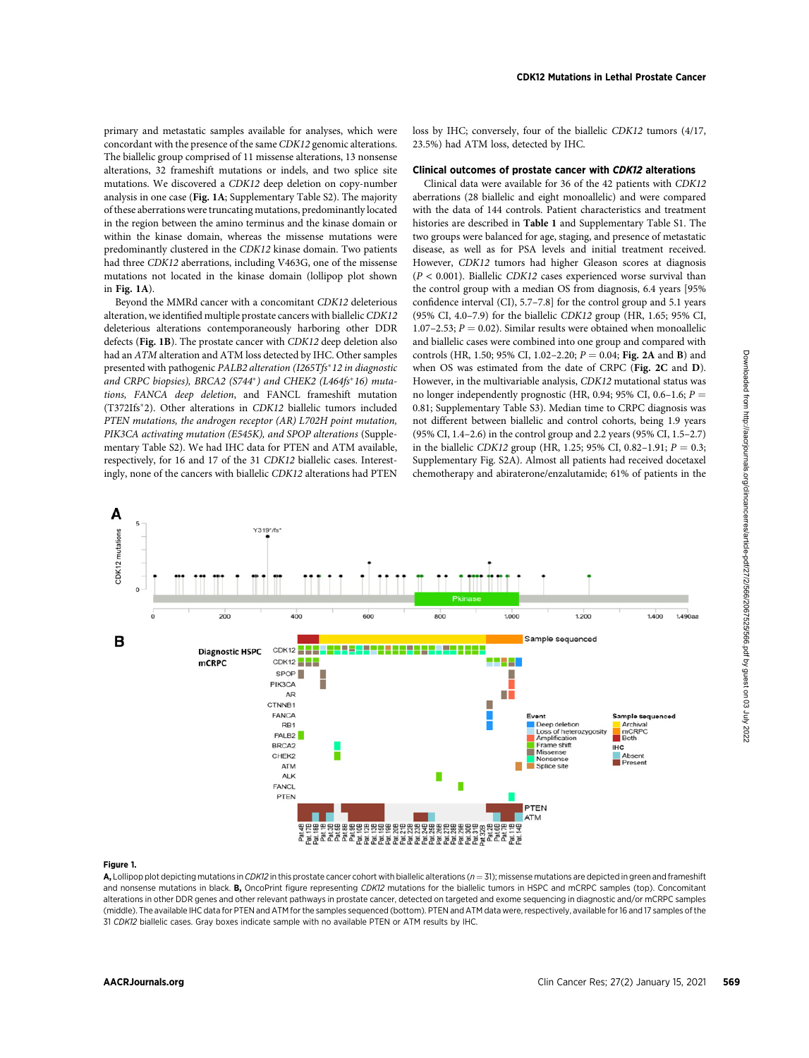primary and metastatic samples available for analyses, which were concordant with the presence of the same *CDK12* genomic alterations. The biallelic group comprised of 11 missense alterations, 13 nonsense alterations, 32 frameshift mutations or indels, and two splice site mutations. We discovered a *CDK12* deep deletion on copy-number analysis in one case (**Fig. 1A**; Supplementary Table S2). The majority of these aberrations were truncating mutations, predominantly located in the region between the amino terminus and the kinase domain or within the kinase domain, whereas the missense mutations were predominantly clustered in the *CDK12* kinase domain. Two patients had three *CDK12* aberrations, including V463G, one of the missense mutations not located in the kinase domain (lollipop plot shown in **Fig. 1A**).

Beyond the MMRd cancer with a concomitant *CDK12* deleterious alteration, we identified multiple prostate cancers with biallelic *CDK12* deleterious alterations contemporaneously harboring other DDR defects (**Fig. 1B**). The prostate cancer with *CDK12* deep deletion also had an *ATM* alteration and ATM loss detected by IHC. Other samples presented with pathogenic *PALB2 alteration (I1265Tfs\*12 in diagnostic and CRPC biopsies), BRCA2 (S744\*) and CHEK2 (L464fs\*16) mutations, FANCA deep deletion*, and FANCL frameshift mutation (T372Ifs\*2). Other alterations in *CDK12* biallelic tumors included *PTEN mutations, the androgen receptor (AR) L702H point mutation, PIK3CA activating mutation (E545K), and SPOP alterations* (Supplementary Table S2). We had IHC data for PTEN and ATM available, respectively, for 16 and 17 of the 31 *CDK12* biallelic cases. Interestingly, none of the cancers with biallelic *CDK12* alterations had PTEN loss by IHC; conversely, four of the biallelic *CDK12* tumors (4/17, 23.5%) had ATM loss, detected by IHC.

### Clinical outcomes of prostate cancer with *CDK12* alterations

Clinical data were available for 36 of the 42 patients with *CDK12* aberrations (28 biallelic and eight monoallelic) and were compared with the data of 144 controls. Patient characteristics and treatment histories are described in **Table 1** and Supplementary Table S1. The two groups were balanced for age, staging, and presence of metastatic disease, as well as for PSA levels and initial treatment received. However, *CDK12* tumors had higher Gleason scores at diagnosis ($P < 0.001$). Biallelic *CDK12* cases experienced worse survival than the control group with a median OS from diagnosis, 6.4 years [95% confidence interval (CI), 5.7–7.8] for the control group and 5.1 years (95% CI, 4.0–7.9) for the biallelic *CDK12* group (HR, 1.65; 95% CI, 1.07–2.53; $P = 0.02$). Similar results were obtained when monoallelic and biallelic cases were combined into one group and compared with controls (HR, 1.50; 95% CI, 1.02–2.20; $P = 0.04$; **Fig. 2A** and **B**) and when OS was estimated from the date of CRPC (**Fig. 2C** and **D**). However, in the multivariable analysis, *CDK12* mutational status was no longer independently prognostic (HR, 0.94; 95% CI, 0.6–1.6; $P = 0.81$; Supplementary Table S3). Median time to CRPC diagnosis was not different between biallelic and control cohorts, being 1.9 years (95% CI, 1.4–2.6) in the control group and 2.2 years (95% CI, 1.5–2.7) in the biallelic *CDK12* group (HR, 1.25; 95% CI, 0.82–1.91; $P = 0.3$; Supplementary Fig. S2A). Almost all patients had received docetaxel chemotherapy and abiraterone/enzalutamide; 61% of patients in the

**Figure 1.**

**A,** Lollipop plot depicting mutations in *CDK12* in this prostate cancer cohort with biallelic alterations ($n = 31$); missense mutations are depicted in green and frameshift and nonsense mutations in black. **B,** OncoPrint figure representing *CDK12* mutations for the biallelic tumors in HSPC and mCRPC samples (top). Concomitant alterations in other DDR genes and other relevant pathways in prostate cancer, detected on targeted and exome sequencing in diagnostic and/or mCRPC samples (middle). The available IHC data for PTEN and ATM for the samples sequenced (bottom). PTEN and ATM data were, respectively, available for 16 and 17 samples of the 31 *CDK12* biallelic cases. Gray boxes indicate sample with no available PTEN or ATM results by IHC.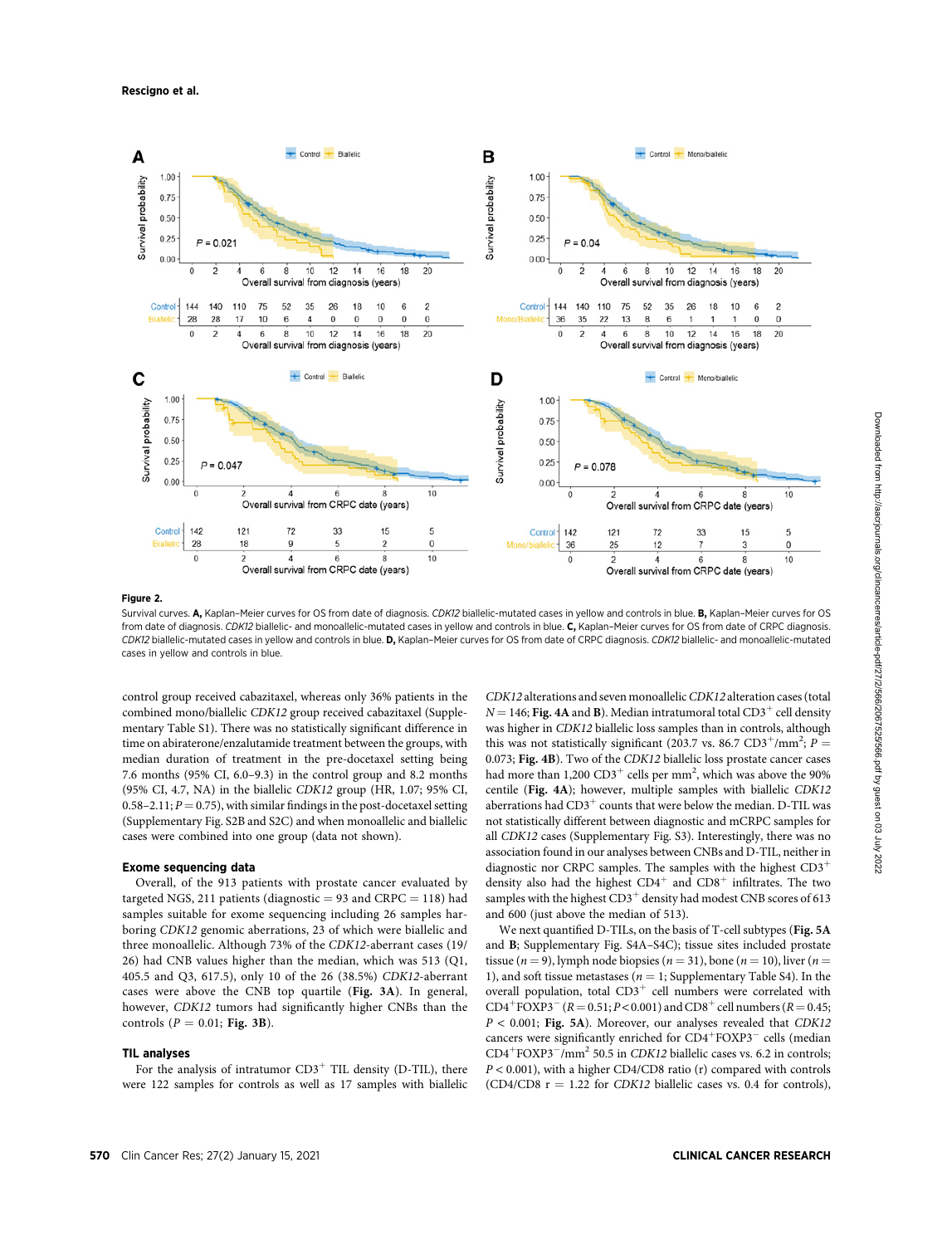**Figure 2.**

Survival curves. **A,** Kaplan–Meier curves for OS from date of diagnosis. *CDK12* biallelic-mutated cases in yellow and controls in blue. **B,** Kaplan–Meier curves for OS from date of diagnosis. *CDK12* biallelic- and monoallelic-mutated cases in yellow and controls in blue. **C,** Kaplan–Meier curves for OS from date of CRPC diagnosis. *CDK12* biallelic-mutated cases in yellow and controls in blue. **D,** Kaplan–Meier curves for OS from date of CRPC diagnosis. *CDK12* biallelic- and monoallelic-mutated cases in yellow and controls in blue.

control group received cabazitaxel, whereas only 36% patients in the combined mono/biallelic *CDK12* group received cabazitaxel (Supplementary Table S1). There was no statistically significant difference in time on abiraterone/enzalutamide treatment between the groups, with median duration of treatment in the pre-docetaxel setting being 7.6 months (95% CI, 6.0–9.3) in the control group and 8.2 months (95% CI, 4.7, NA) in the biallelic *CDK12* group (HR, 1.07; 95% CI, 0.58–2.11; $P = 0.75$), with similar findings in the post-docetaxel setting (Supplementary Fig. S2B and S2C) and when monoallelic and biallelic cases were combined into one group (data not shown).

### Exome sequencing data

Overall, of the 913 patients with prostate cancer evaluated by targeted NGS, 211 patients (diagnostic = 93 and CRPC = 118) had samples suitable for exome sequencing including 26 samples harboring *CDK12* genomic aberrations, 23 of which were biallelic and three monoallelic. Although 73% of the *CDK12*-aberrant cases (19/26) had CNB values higher than the median, which was 513 (Q1, 405.5 and Q3, 617.5), only 10 of the 26 (38.5%) *CDK12*-aberrant cases were above the CNB top quartile (**Fig. 3A**). In general, however, *CDK12* tumors had significantly higher CNBs than the controls ($P = 0.01$; **Fig. 3B**).

### TIL analyses

For the analysis of intratumor $CD3^+$ TIL density (D-TIL), there were 122 samples for controls as well as 17 samples with biallelic *CDK12* alterations and seven monoallelic *CDK12* alteration cases (total $N = 146$; **Fig. 4A** and **B**). Median intratumoral total $CD3^+$ cell density was higher in *CDK12* biallelic loss samples than in controls, although this was not statistically significant (203.7 vs. 86.7 $CD3^+/mm^2$; $P = 0.073$; **Fig. 4B**). Two of the *CDK12* biallelic loss prostate cancer cases had more than 1,200 $CD3^+$ cells per $mm^2$, which was above the 90% centile (**Fig. 4A**); however, multiple samples with biallelic *CDK12* aberrations had $CD3^+$ counts that were below the median. D-TIL was not statistically different between diagnostic and mCRPC samples for all *CDK12* cases (Supplementary Fig. S3). Interestingly, there was no association found in our analyses between CNBs and D-TIL, neither in diagnostic nor CRPC samples. The samples with the highest $CD3^+$ density also had the highest $CD4^+$ and $CD8^+$ infiltrates. The two samples with the highest $CD3^+$ density had modest CNB scores of 613 and 600 (just above the median of 513).

We next quantified D-TILs, on the basis of T-cell subtypes (**Fig. 5A** and **B**; Supplementary Fig. S4A–S4C); tissue sites included prostate tissue ($n = 9$), lymph node biopsies ($n = 31$), bone ($n = 10$), liver ($n = 1$), and soft tissue metastases ($n = 1$; Supplementary Table S4). In the overall population, total $CD3^+$ cell numbers were correlated with $CD4^+FOXP3^-$ ($R = 0.51$; $P < 0.001$) and $CD8^+$ cell numbers ($R = 0.45$; $P < 0.001$; **Fig. 5A**). Moreover, our analyses revealed that *CDK12* cancers were significantly enriched for $CD4^+FOXP3^-$ cells (median $CD4^+FOXP3^-/mm^2$ 50.5 in *CDK12* biallelic cases vs. 6.2 in controls; $P < 0.001$), with a higher CD4/CD8 ratio (r) compared with controls (CD4/CD8 r = 1.22 for *CDK12* biallelic cases vs. 0.4 for controls),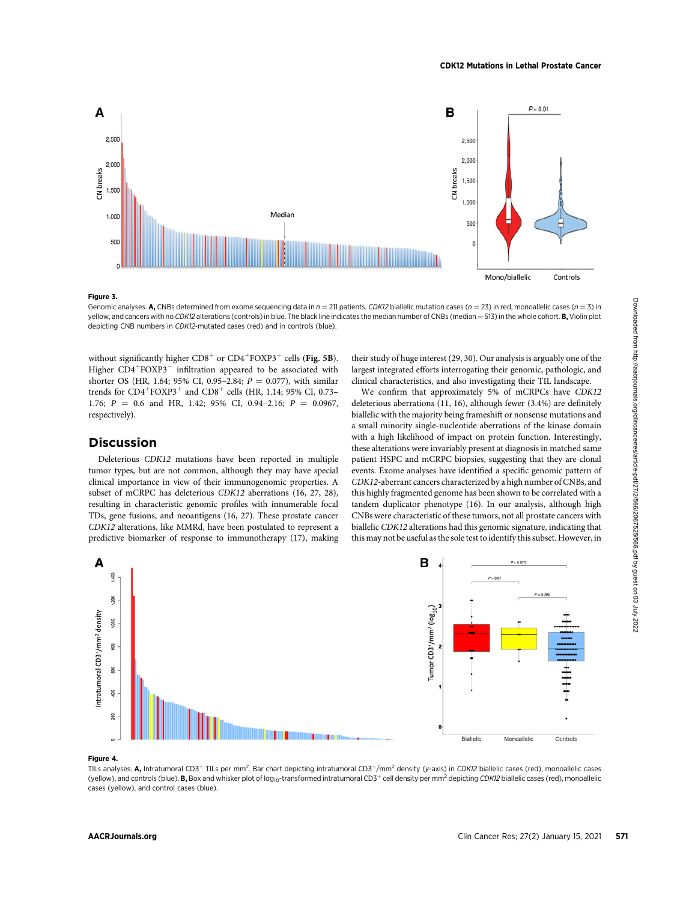**Figure 3.**

Genomic analyses. **A,** CNBs determined from exome sequencing data in $n = 211$ patients. *CDK12* biallelic mutation cases ($n = 23$) in red, monoallelic cases ($n = 3$) in yellow, and cancers with no *CDK12* alterations (controls) in blue. The black line indicates the median number of CNBs (median = 513) in the whole cohort. **B,** Violin plot depicting CNB numbers in *CDK12*-mutated cases (red) and in controls (blue).

without significantly higher $CD8^+$ or $CD4^+FOXP3^+$ cells (**Fig. 5B**). Higher $CD4^+FOXP3^-$ infiltration appeared to be associated with shorter OS (HR, 1.64; 95% CI, 0.95–2.84; $P = 0.077$), with similar trends for $CD4^+FOXP3^+$ and $CD8^+$ cells (HR, 1.14; 95% CI, 0.73–1.76; $P = 0.6$ and HR, 1.42; 95% CI, 0.94–2.16; $P = 0.0967$, respectively).

## Discussion

Deleterious *CDK12* mutations have been reported in multiple tumor types, but are not common, although they may have special clinical importance in view of their immunogenomic properties. A subset of mCRPC has deleterious *CDK12* aberrations (16, 27, 28), resulting in characteristic genomic profiles with innumerable focal TDs, gene fusions, and neoantigens (16, 27). These prostate cancer *CDK12* alterations, like MMRd, have been postulated to represent a predictive biomarker of response to immunotherapy (17), making their study of huge interest (29, 30). Our analysis is arguably one of the largest integrated efforts interrogating their genomic, pathologic, and clinical characteristics, and also investigating their TIL landscape.

We confirm that approximately 5% of mCRPCs have *CDK12* deleterious aberrations (11, 16), although fewer (3.4%) are definitely biallelic with the majority being frameshift or nonsense mutations and a small minority single-nucleotide aberrations of the kinase domain with a high likelihood of impact on protein function. Interestingly, these alterations were invariably present at diagnosis in matched same patient HSPC and mCRPC biopsies, suggesting that they are clonal events. Exome analyses have identified a specific genomic pattern of *CDK12*-aberrant cancers characterized by a high number of CNBs, and this highly fragmented genome has been shown to be correlated with a tandem duplicator phenotype (16). In our analysis, although high CNBs were characteristic of these tumors, not all prostate cancers with biallelic *CDK12* alterations had this genomic signature, indicating that this may not be useful as the sole test to identify this subset. However, in

**Figure 4.**

TILs analyses. **A,** Intratumoral $CD3^+$ TILs per $mm^2$. Bar chart depicting intratumoral $CD3^+/mm^2$ density (*y*-axis) in *CDK12* biallelic cases (red), monoallelic cases (yellow), and controls (blue). **B,** Box and whisker plot of $log_{10}$-transformed intratumoral $CD3^+$ cell density per $mm^2$ depicting *CDK12* biallelic cases (red), monoallelic cases (yellow), and control cases (blue).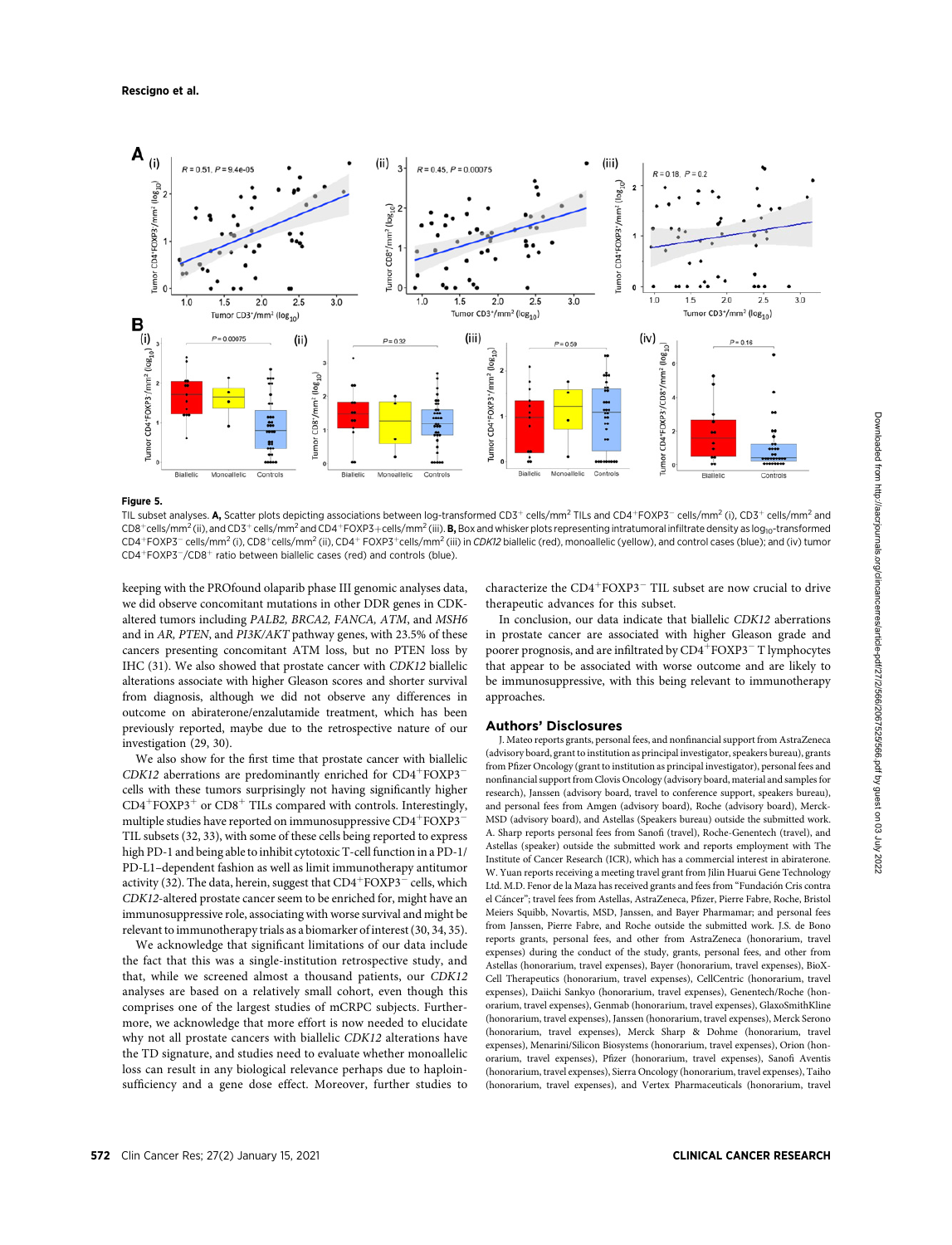**Figure 5.**

TIL subset analyses. **A,** Scatter plots depicting associations between log-transformed CD3$^+$ cells/mm$^2$ TILs and CD4$^+$FOXP3$^-$ cells/mm$^2$ (i), CD3$^+$ cells/mm$^2$ and CD8$^+$cells/mm$^2$ (ii), and CD3$^+$ cells/mm$^2$ and CD4$^+$FOXP3+cells/mm$^2$ (iii). **B,** Box and whisker plots representing intratumoral infiltrate density as log$_{10}$-transformed CD4$^+$FOXP3$^-$ cells/mm$^2$ (i), CD8$^+$cells/mm$^2$ (ii), CD4$^+$ FOXP3$^+$cells/mm$^2$ (iii) in *CDK12* biallelic (red), monoallelic (yellow), and control cases (blue); and (iv) tumor CD4$^+$FOXP3$^-$/CD8$^+$ ratio between biallelic cases (red) and controls (blue).

keeping with the PROfound olaparib phase III genomic analyses data, we did observe concomitant mutations in other DDR genes in CDK-altered tumors including *PALB2, BRCA2, FANCA, ATM*, and *MSH6* and in *AR, PTEN*, and *PI3K/AKT* pathway genes, with 23.5% of these cancers presenting concomitant ATM loss, but no PTEN loss by IHC (31). We also showed that prostate cancer with *CDK12* biallelic alterations associate with higher Gleason scores and shorter survival from diagnosis, although we did not observe any differences in outcome on abiraterone/enzalutamide treatment, which has been previously reported, maybe due to the retrospective nature of our investigation (29, 30).

We also show for the first time that prostate cancer with biallelic *CDK12* aberrations are predominantly enriched for CD4$^+$FOXP3$^-$ cells with these tumors surprisingly not having significantly higher CD4$^+$FOXP3$^+$ or CD8$^+$ TILs compared with controls. Interestingly, multiple studies have reported on immunosuppressive CD4$^+$FOXP3$^-$ TIL subsets (32, 33), with some of these cells being reported to express high PD-1 and being able to inhibit cytotoxic T-cell function in a PD-1/PD-L1–dependent fashion as well as limit immunotherapy antitumor activity (32). The data, herein, suggest that CD4$^+$FOXP3$^-$ cells, which *CDK12*-altered prostate cancer seem to be enriched for, might have an immunosuppressive role, associating with worse survival and might be relevant to immunotherapy trials as a biomarker of interest (30, 34, 35).

We acknowledge that significant limitations of our data include the fact that this was a single-institution retrospective study, and that, while we screened almost a thousand patients, our *CDK12* analyses are based on a relatively small cohort, even though this comprises one of the largest studies of mCRPC subjects. Furthermore, we acknowledge that more effort is now needed to elucidate why not all prostate cancers with biallelic *CDK12* alterations have the TD signature, and studies need to evaluate whether monoallelic loss can result in any biological relevance perhaps due to haploinsufficiency and a gene dose effect. Moreover, further studies to characterize the CD4$^+$FOXP3$^-$ TIL subset are now crucial to drive therapeutic advances for this subset.

In conclusion, our data indicate that biallelic *CDK12* aberrations in prostate cancer are associated with higher Gleason grade and poorer prognosis, and are infiltrated by CD4$^+$FOXP3$^-$ T lymphocytes that appear to be associated with worse outcome and are likely to be immunosuppressive, with this being relevant to immunotherapy approaches.

## Authors' Disclosures

J. Mateo reports grants, personal fees, and nonfinancial support from AstraZeneca (advisory board, grant to institution as principal investigator, speakers bureau), grants from Pfizer Oncology (grant to institution as principal investigator), personal fees and nonfinancial support from Clovis Oncology (advisory board, material and samples for research), Janssen (advisory board, travel to conference support, speakers bureau), and personal fees from Amgen (advisory board), Roche (advisory board), Merck-MSD (advisory board), and Astellas (Speakers bureau) outside the submitted work. A. Sharp reports personal fees from Sanofi (travel), Roche-Genentech (travel), and Astellas (speaker) outside the submitted work and reports employment with The Institute of Cancer Research (ICR), which has a commercial interest in abiraterone. W. Yuan reports receiving a meeting travel grant from Jilin Huarui Gene Technology Ltd. M.D. Fenor de la Maza has received grants and fees from "Fundación Cris contra el Cáncer"; travel fees from Astellas, AstraZeneca, Pfizer, Pierre Fabre, Roche, Bristol Meiers Squibb, Novartis, MSD, Janssen, and Bayer Pharmamar; and personal fees from Janssen, Pierre Fabre, and Roche outside the submitted work. J.S. de Bono reports grants, personal fees, and other from AstraZeneca (honorarium, travel expenses) during the conduct of the study, grants, personal fees, and other from Astellas (honorarium, travel expenses), Bayer (honorarium, travel expenses), BioXCell Therapeutics (honorarium, travel expenses), CellCentric (honorarium, travel expenses), Daiichi Sankyo (honorarium, travel expenses), Genentech/Roche (honorarium, travel expenses), Genmab (honorarium, travel expenses), GlaxoSmithKline (honorarium, travel expenses), Janssen (honorarium, travel expenses), Merck Serono (honorarium, travel expenses), Merck Sharp & Dohme (honorarium, travel expenses), Menarini/Silicon Biosystems (honorarium, travel expenses), Orion (honorarium, travel expenses), Pfizer (honorarium, travel expenses), Sanofi Aventis (honorarium, travel expenses), Sierra Oncology (honorarium, travel expenses), Taiho (honorarium, travel expenses), and Vertex Pharmaceuticals (honorarium, travel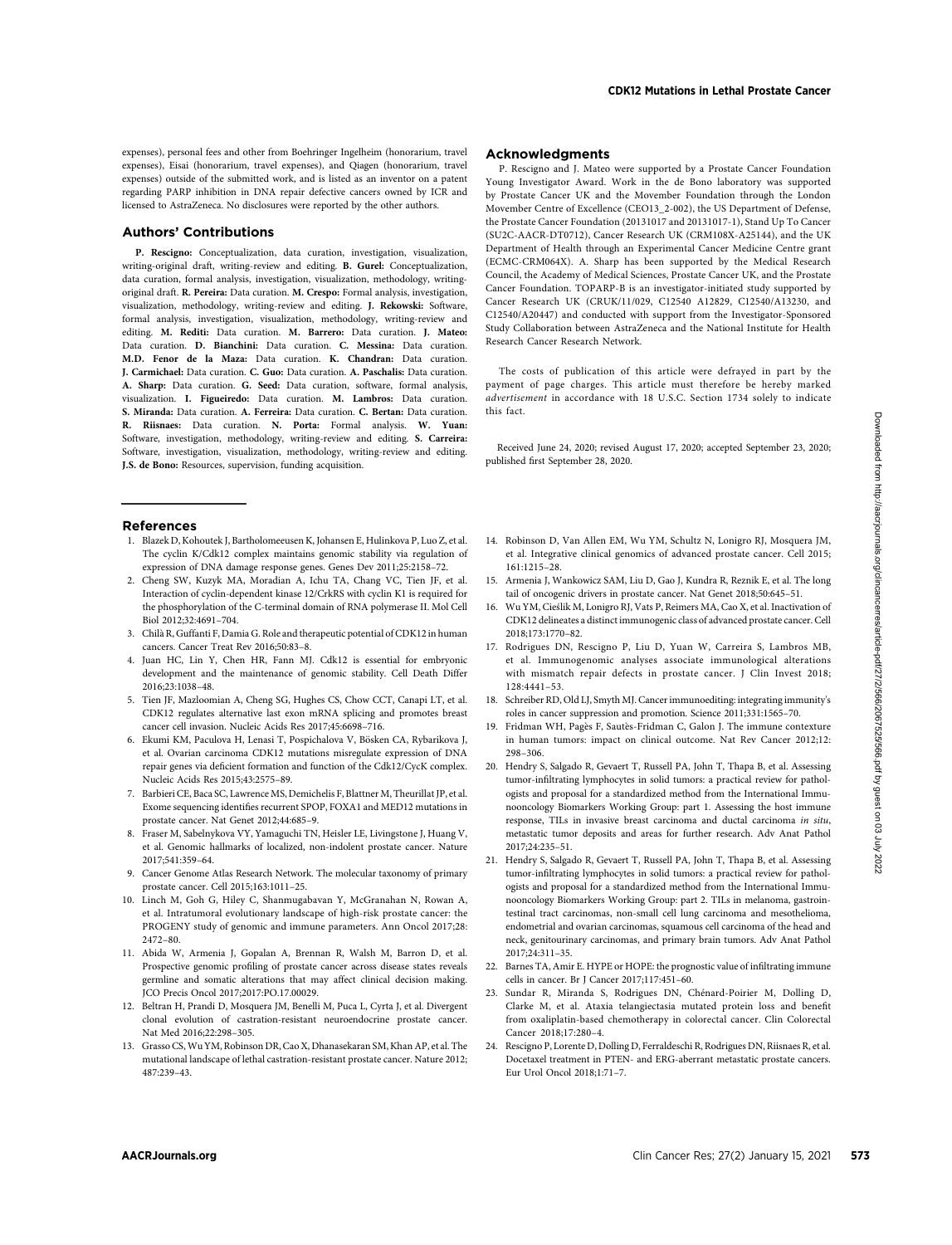expenses), personal fees and other from Boehringer Ingelheim (honorarium, travel expenses), Eisai (honorarium, travel expenses), and Qiagen (honorarium, travel expenses) outside of the submitted work, and is listed as an inventor on a patent regarding PARP inhibition in DNA repair defective cancers owned by ICR and licensed to AstraZeneca. No disclosures were reported by the other authors.

## Authors' Contributions

**P. Rescigno:** Conceptualization, data curation, investigation, visualization, writing-original draft, writing-review and editing. **B. Gurel:** Conceptualization, data curation, formal analysis, investigation, visualization, methodology, writing-original draft. **R. Pereira:** Data curation. **M. Crespo:** Formal analysis, investigation, visualization, methodology, writing-review and editing. **J. Rekowski:** Software, formal analysis, investigation, visualization, methodology, writing-review and editing. **M. Rediti:** Data curation. **M. Barrero:** Data curation. **J. Mateo:** Data curation. **D. Bianchini:** Data curation. **C. Messina:** Data curation. **M.D. Fenor de la Maza:** Data curation. **K. Chandran:** Data curation. **J. Carmichael:** Data curation. **C. Guo:** Data curation. **A. Paschalis:** Data curation. **A. Sharp:** Data curation. **G. Seed:** Data curation, software, formal analysis, visualization. **I. Figueiredo:** Data curation. **M. Lambros:** Data curation. **S. Miranda:** Data curation. **A. Ferreira:** Data curation. **C. Bertan:** Data curation. **R. Riisnaes:** Data curation. **N. Porta:** Formal analysis. **W. Yuan:** Software, investigation, methodology, writing-review and editing. **S. Carreira:** Software, investigation, visualization, methodology, writing-review and editing. **J.S. de Bono:** Resources, supervision, funding acquisition.

## Acknowledgments

P. Rescigno and J. Mateo were supported by a Prostate Cancer Foundation Young Investigator Award. Work in the de Bono laboratory was supported by Prostate Cancer UK and the Movember Foundation through the London Movember Centre of Excellence (CEO13_2-002), the US Department of Defense, the Prostate Cancer Foundation (20131017 and 20131017-1), Stand Up To Cancer (SU2C-AACR-DT0712), Cancer Research UK (CRM108X-A25144), and the UK Department of Health through an Experimental Cancer Medicine Centre grant (ECMC-CRM064X). A. Sharp has been supported by the Medical Research Council, the Academy of Medical Sciences, Prostate Cancer UK, and the Prostate Cancer Foundation. TOPARP-B is an investigator-initiated study supported by Cancer Research UK (CRUK/11/029, C12540 A12829, C12540/A13230, and C12540/A20447) and conducted with support from the Investigator-Sponsored Study Collaboration between AstraZeneca and the National Institute for Health Research Cancer Research Network.

The costs of publication of this article were defrayed in part by the payment of page charges. This article must therefore be hereby marked *advertisement* in accordance with 18 U.S.C. Section 1734 solely to indicate this fact.

Received June 24, 2020; revised August 17, 2020; accepted September 23, 2020; published first September 28, 2020.

## References

1. Blazek D, Kohoutek J, Bartholomeeusen K, Johansen E, Hulinkova P, Luo Z, et al. The cyclin K/Cdk12 complex maintains genomic stability via regulation of expression of DNA damage response genes. Genes Dev 2011;25:2158–72.
2. Cheng SW, Kuzyk MA, Moradian A, Ichu TA, Chang VC, Tien JF, et al. Interaction of cyclin-dependent kinase 12/CrkRS with cyclin K1 is required for the phosphorylation of the C-terminal domain of RNA polymerase II. Mol Cell Biol 2012;32:4691–704.
3. Chilà R, Guffanti F, Damia G. Role and therapeutic potential of CDK12 in human cancers. Cancer Treat Rev 2016;50:83–8.
4. Juan HC, Lin Y, Chen HR, Fann MJ. Cdk12 is essential for embryonic development and the maintenance of genomic stability. Cell Death Differ 2016;23:1038–48.
5. Tien JF, Mazloomian A, Cheng SG, Hughes CS, Chow CCT, Canapi LT, et al. CDK12 regulates alternative last exon mRNA splicing and promotes breast cancer cell invasion. Nucleic Acids Res 2017;45:6698–716.
6. Ekumi KM, Paculova H, Lenasi T, Pospichalova V, Bösken CA, Rybarikova J, et al. Ovarian carcinoma CDK12 mutations misregulate expression of DNA repair genes via deficient formation and function of the Cdk12/CycK complex. Nucleic Acids Res 2015;43:2575–89.
7. Barbieri CE, Baca SC, Lawrence MS, Demichelis F, Blattner M, Theurillat JP, et al. Exome sequencing identifies recurrent SPOP, FOXA1 and MED12 mutations in prostate cancer. Nat Genet 2012;44:685–9.
8. Fraser M, Sabelnykova VY, Yamaguchi TN, Heisler LE, Livingstone J, Huang V, et al. Genomic hallmarks of localized, non-indolent prostate cancer. Nature 2017;541:359–64.
9. Cancer Genome Atlas Research Network. The molecular taxonomy of primary prostate cancer. Cell 2015;163:1011–25.
10. Linch M, Goh G, Hiley C, Shanmugabavan Y, McGranahan N, Rowan A, et al. Intratumoral evolutionary landscape of high-risk prostate cancer: the PROGENY study of genomic and immune parameters. Ann Oncol 2017;28: 2472–80.
11. Abida W, Armenia J, Gopalan A, Brennan R, Walsh M, Barron D, et al. Prospective genomic profiling of prostate cancer across disease states reveals germline and somatic alterations that may affect clinical decision making. JCO Precis Oncol 2017;2017:PO.17.00029.
12. Beltran H, Prandi D, Mosquera JM, Benelli M, Puca L, Cyrta J, et al. Divergent clonal evolution of castration-resistant neuroendocrine prostate cancer. Nat Med 2016;22:298–305.
13. Grasso CS, Wu YM, Robinson DR, Cao X, Dhanasekaran SM, Khan AP, et al. The mutational landscape of lethal castration-resistant prostate cancer. Nature 2012; 487:239–43.
14. Robinson D, Van Allen EM, Wu YM, Schultz N, Lonigro RJ, Mosquera JM, et al. Integrative clinical genomics of advanced prostate cancer. Cell 2015; 161:1215–28.
15. Armenia J, Wankowicz SAM, Liu D, Gao J, Kundra R, Reznik E, et al. The long tail of oncogenic drivers in prostate cancer. Nat Genet 2018;50:645–51.
16. Wu YM, Cieślik M, Lonigro RJ, Vats P, Reimers MA, Cao X, et al. Inactivation of CDK12 delineates a distinct immunogenic class of advanced prostate cancer. Cell 2018;173:1770–82.
17. Rodrigues DN, Rescigno P, Liu D, Yuan W, Carreira S, Lambros MB, et al. Immunogenomic analyses associate immunological alterations with mismatch repair defects in prostate cancer. J Clin Invest 2018; 128:4441–53.
18. Schreiber RD, Old LJ, Smyth MJ. Cancer immunoediting: integrating immunity's roles in cancer suppression and promotion. Science 2011;331:1565–70.
19. Fridman WH, Pagès F, Sautès-Fridman C, Galon J. The immune contexture in human tumors: impact on clinical outcome. Nat Rev Cancer 2012;12: 298–306.
20. Hendry S, Salgado R, Gevaert T, Russell PA, John T, Thapa B, et al. Assessing tumor-infiltrating lymphocytes in solid tumors: a practical review for pathologists and proposal for a standardized method from the International Immunooncology Biomarkers Working Group: part 1. Assessing the host immune response, TILs in invasive breast carcinoma and ductal carcinoma *in situ*, metastatic tumor deposits and areas for further research. Adv Anat Pathol 2017;24:235–51.
21. Hendry S, Salgado R, Gevaert T, Russell PA, John T, Thapa B, et al. Assessing tumor-infiltrating lymphocytes in solid tumors: a practical review for pathologists and proposal for a standardized method from the International Immunooncology Biomarkers Working Group: part 2. TILs in melanoma, gastrointestinal tract carcinomas, non-small cell lung carcinoma and mesothelioma, endometrial and ovarian carcinomas, squamous cell carcinoma of the head and neck, genitourinary carcinomas, and primary brain tumors. Adv Anat Pathol 2017;24:311–35.
22. Barnes TA, Amir E. HYPE or HOPE: the prognostic value of infiltrating immune cells in cancer. Br J Cancer 2017;117:451–60.
23. Sundar R, Miranda S, Rodrigues DN, Chénard-Poirier M, Dolling D, Clarke M, et al. Ataxia telangiectasia mutated protein loss and benefit from oxaliplatin-based chemotherapy in colorectal cancer. Clin Colorectal Cancer 2018;17:280–4.
24. Rescigno P, Lorente D, Dolling D, Ferraldeschi R, Rodrigues DN, Riisnaes R, et al. Docetaxel treatment in PTEN- and ERG-aberrant metastatic prostate cancers. Eur Urol Oncol 2018;1:71–7.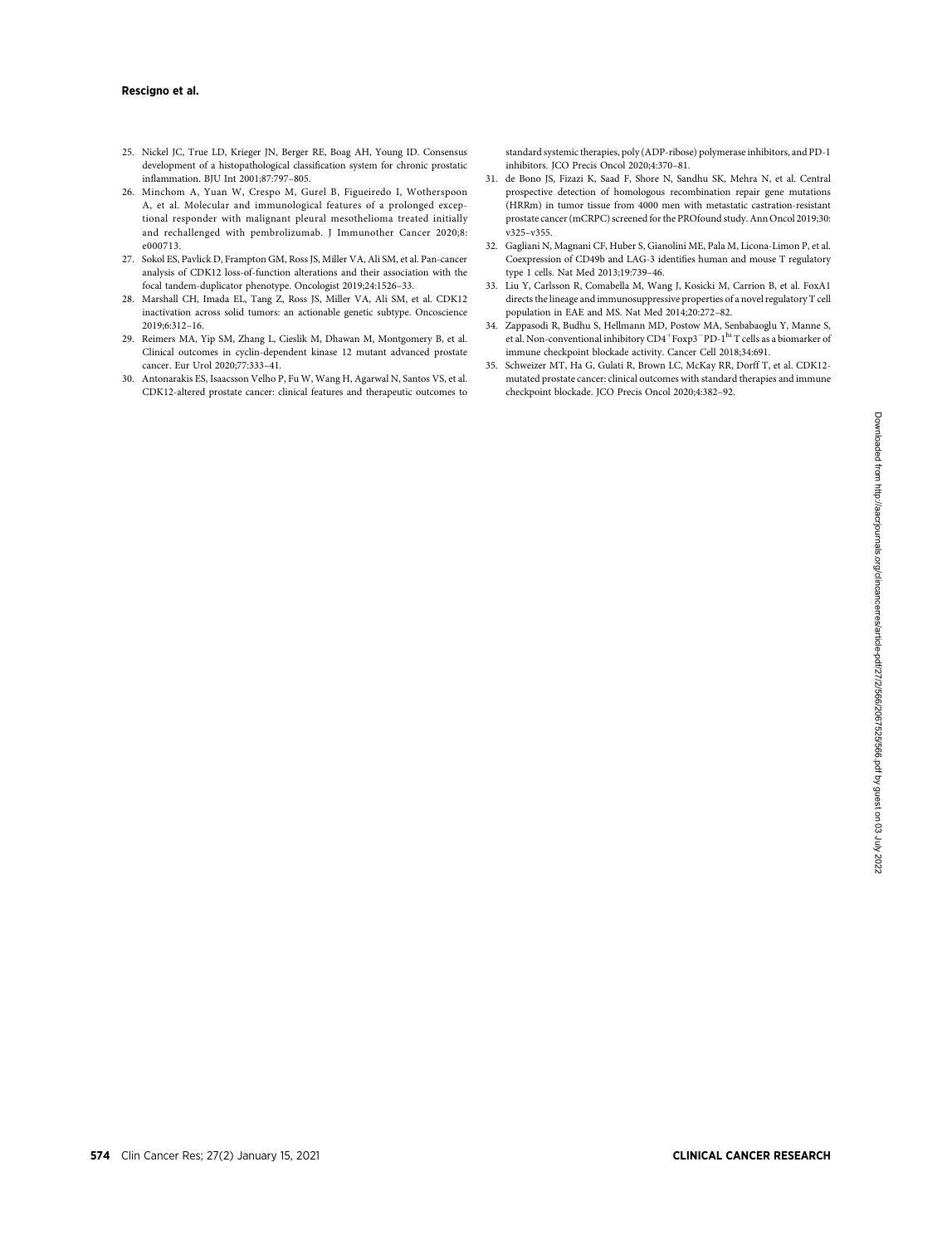25. Nickel JC, True LD, Krieger JN, Berger RE, Boag AH, Young ID. Consensus development of a histopathological classification system for chronic prostatic inflammation. BJU Int 2001;87:797–805.
26. Minchom A, Yuan W, Crespo M, Gurel B, Figueiredo I, Wotherspoon A, et al. Molecular and immunological features of a prolonged exceptional responder with malignant pleural mesothelioma treated initially and rechallenged with pembrolizumab. J Immunother Cancer 2020;8: e000713.
27. Sokol ES, Pavlick D, Frampton GM, Ross JS, Miller VA, Ali SM, et al. Pan-cancer analysis of CDK12 loss-of-function alterations and their association with the focal tandem-duplicator phenotype. Oncologist 2019;24:1526–33.
28. Marshall CH, Imada EL, Tang Z, Ross JS, Miller VA, Ali SM, et al. CDK12 inactivation across solid tumors: an actionable genetic subtype. Oncoscience 2019;6:312–16.
29. Reimers MA, Yip SM, Zhang L, Cieslik M, Dhawan M, Montgomery B, et al. Clinical outcomes in cyclin-dependent kinase 12 mutant advanced prostate cancer. Eur Urol 2020;77:333–41.
30. Antonarakis ES, Isaacsson Velho P, Fu W, Wang H, Agarwal N, Santos VS, et al. CDK12-altered prostate cancer: clinical features and therapeutic outcomes to standard systemic therapies, poly (ADP-ribose) polymerase inhibitors, and PD-1 inhibitors. JCO Precis Oncol 2020;4:370–81.
31. de Bono JS, Fizazi K, Saad F, Shore N, Sandhu SK, Mehra N, et al. Central prospective detection of homologous recombination repair gene mutations (HRRm) in tumor tissue from 4000 men with metastatic castration-resistant prostate cancer (mCRPC) screened for the PROfound study. Ann Oncol 2019;30: v325–v355.
32. Gagliani N, Magnani CF, Huber S, Gianolini ME, Pala M, Licona-Limon P, et al. Coexpression of CD49b and LAG-3 identifies human and mouse T regulatory type 1 cells. Nat Med 2013;19:739–46.
33. Liu Y, Carlsson R, Comabella M, Wang J, Kosicki M, Carrion B, et al. FoxA1 directs the lineage and immunosuppressive properties of a novel regulatory T cell population in EAE and MS. Nat Med 2014;20:272–82.
34. Zappasodi R, Budhu S, Hellmann MD, Postow MA, Senbabaoglu Y, Manne S, et al. Non-conventional inhibitory $CD4^{+}Foxp3^{-}PD\text{-}1^{hi}$ T cells as a biomarker of immune checkpoint blockade activity. Cancer Cell 2018;34:691.
35. Schweizer MT, Ha G, Gulati R, Brown LC, McKay RR, Dorff T, et al. CDK12-mutated prostate cancer: clinical outcomes with standard therapies and immune checkpoint blockade. JCO Precis Oncol 2020;4:382–92.